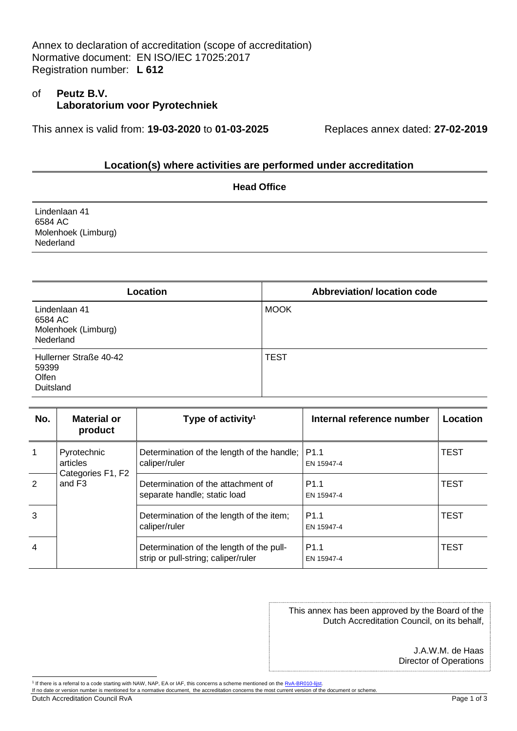Annex to declaration of accreditation (scope of accreditation)
Normative document: EN ISO/IEC 17025:2017
Registration number: **L 612**

of **Peutz B.V.**
**Laboratorium voor Pyrotechniek**

This annex is valid from: **19-03-2020** to **01-03-2025** Replaces annex dated: **27-02-2019**

## Location(s) where activities are performed under accreditation

### Head Office

Lindenlaan 41
6584 AC
Molenhoek (Limburg)
Nederland

| Location | Abbreviation/ location code |
|---|---|
| Lindenlaan 41<br>6584 AC<br>Molenhoek (Limburg)<br>Nederland | MOOK |
| Hullerner Straße 40-42<br>59399<br>Olfen<br>Duitsland | TEST |

| No. | Material or product | Type of activity[1] | Internal reference number | Location |
|---|---|---|---|---|
| 1 | Pyrotechnic articles Categories F1, F2 and F3 | Determination of the length of the handle; caliper/ruler | P1.1<br>EN 15947-4 | TEST |
| 2 | | Determination of the attachment of separate handle; static load | P1.1<br>EN 15947-4 | TEST |
| 3 | | Determination of the length of the item; caliper/ruler | P1.1<br>EN 15947-4 | TEST |
| 4 | | Determination of the length of the pull-strip or pull-string; caliper/ruler | P1.1<br>EN 15947-4 | TEST |

This annex has been approved by the Board of the Dutch Accreditation Council, on its behalf,

J.A.W.M. de Haas
Director of Operations

[1] If there is a referral to a code starting with NAW, NAP, EA or IAF, this concerns a scheme mentioned on the RvA-BR010-lijst.
If no date or version number is mentioned for a normative document, the accreditation concerns the most current version of the document or scheme.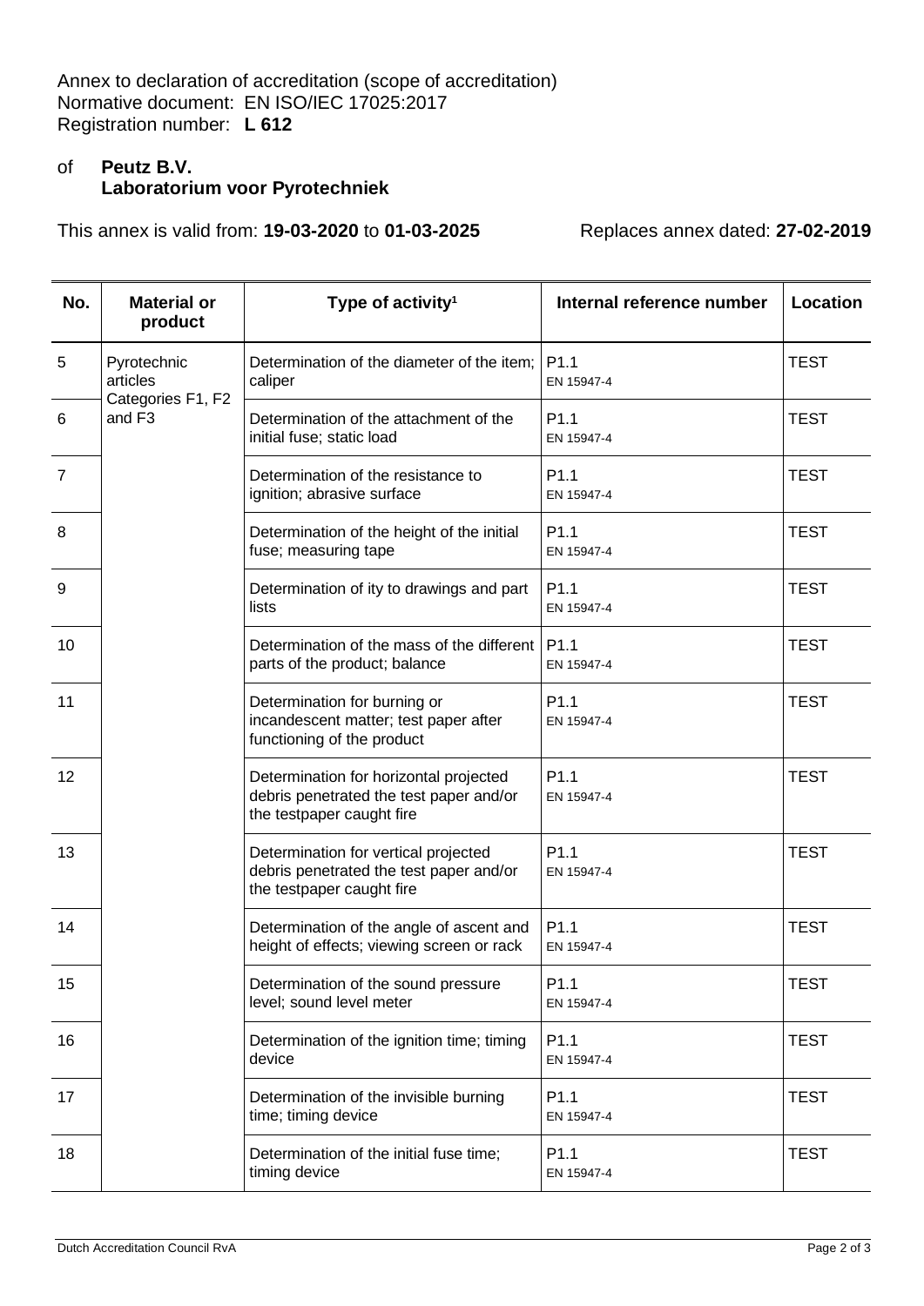Annex to declaration of accreditation (scope of accreditation)
Normative document: EN ISO/IEC 17025:2017
Registration number: **L 612**

of **Peutz B.V.**
**Laboratorium voor Pyrotechniek**

This annex is valid from: **19-03-2020** to **01-03-2025** Replaces annex dated: **27-02-2019**

| No. | Material or product | Type of activity[1] | Internal reference number | Location |
|---|---|---|---|---|
| 5 | Pyrotechnic articles Categories F1, F2 and F3 | Determination of the diameter of the item; caliper | P1.1 EN 15947-4 | TEST |
| 6 | | Determination of the attachment of the initial fuse; static load | P1.1 EN 15947-4 | TEST |
| 7 | | Determination of the resistance to ignition; abrasive surface | P1.1 EN 15947-4 | TEST |
| 8 | | Determination of the height of the initial fuse; measuring tape | P1.1 EN 15947-4 | TEST |
| 9 | | Determination of ity to drawings and part lists | P1.1 EN 15947-4 | TEST |
| 10 | | Determination of the mass of the different parts of the product; balance | P1.1 EN 15947-4 | TEST |
| 11 | | Determination for burning or incandescent matter; test paper after functioning of the product | P1.1 EN 15947-4 | TEST |
| 12 | | Determination for horizontal projected debris penetrated the test paper and/or the testpaper caught fire | P1.1 EN 15947-4 | TEST |
| 13 | | Determination for vertical projected debris penetrated the test paper and/or the testpaper caught fire | P1.1 EN 15947-4 | TEST |
| 14 | | Determination of the angle of ascent and height of effects; viewing screen or rack | P1.1 EN 15947-4 | TEST |
| 15 | | Determination of the sound pressure level; sound level meter | P1.1 EN 15947-4 | TEST |
| 16 | | Determination of the ignition time; timing device | P1.1 EN 15947-4 | TEST |
| 17 | | Determination of the invisible burning time; timing device | P1.1 EN 15947-4 | TEST |
| 18 | | Determination of the initial fuse time; timing device | P1.1 EN 15947-4 | TEST |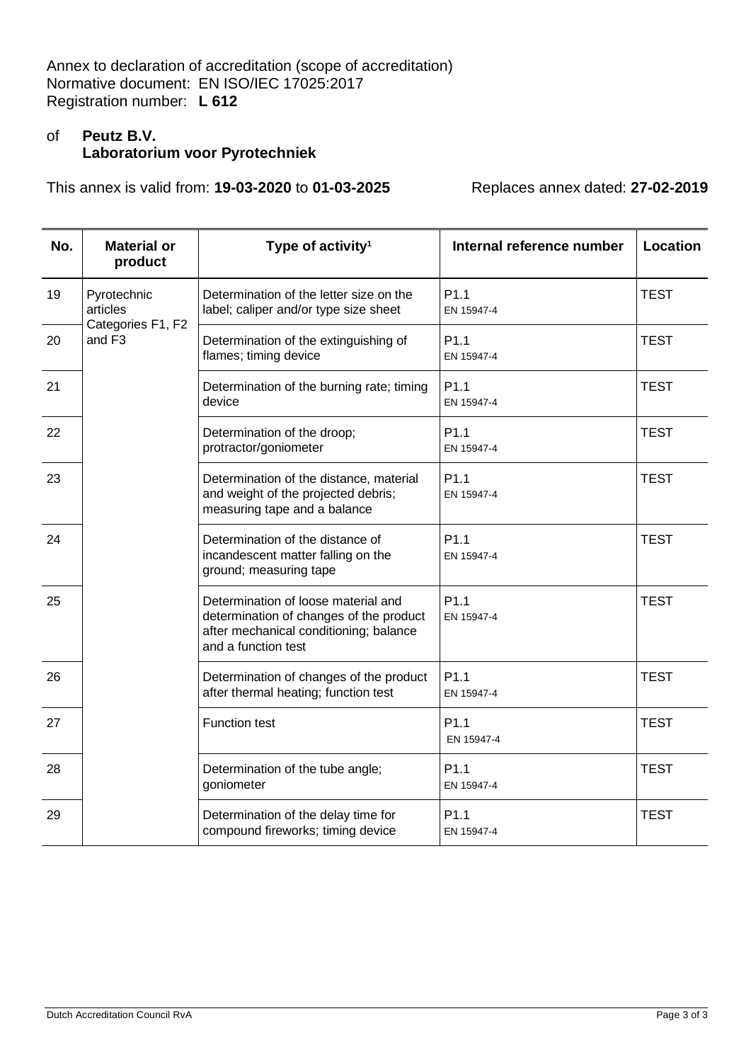Annex to declaration of accreditation (scope of accreditation)
Normative document: EN ISO/IEC 17025:2017
Registration number: **L 612**

of **Peutz B.V.**
**Laboratorium voor Pyrotechniek**

This annex is valid from: **19-03-2020** to **01-03-2025** Replaces annex dated: **27-02-2019**

| No. | Material or product | Type of activity[1] | Internal reference number | Location |
|---|---|---|---|---|
| 19 | Pyrotechnic articles Categories F1, F2 and F3 | Determination of the letter size on the label; caliper and/or type size sheet | P1.1 EN 15947-4 | TEST |
| 20 | | Determination of the extinguishing of flames; timing device | P1.1 EN 15947-4 | TEST |
| 21 | | Determination of the burning rate; timing device | P1.1 EN 15947-4 | TEST |
| 22 | | Determination of the droop; protractor/goniometer | P1.1 EN 15947-4 | TEST |
| 23 | | Determination of the distance, material and weight of the projected debris; measuring tape and a balance | P1.1 EN 15947-4 | TEST |
| 24 | | Determination of the distance of incandescent matter falling on the ground; measuring tape | P1.1 EN 15947-4 | TEST |
| 25 | | Determination of loose material and determination of changes of the product after mechanical conditioning; balance and a function test | P1.1 EN 15947-4 | TEST |
| 26 | | Determination of changes of the product after thermal heating; function test | P1.1 EN 15947-4 | TEST |
| 27 | | Function test | P1.1 EN 15947-4 | TEST |
| 28 | | Determination of the tube angle; goniometer | P1.1 EN 15947-4 | TEST |
| 29 | | Determination of the delay time for compound fireworks; timing device | P1.1 EN 15947-4 | TEST |